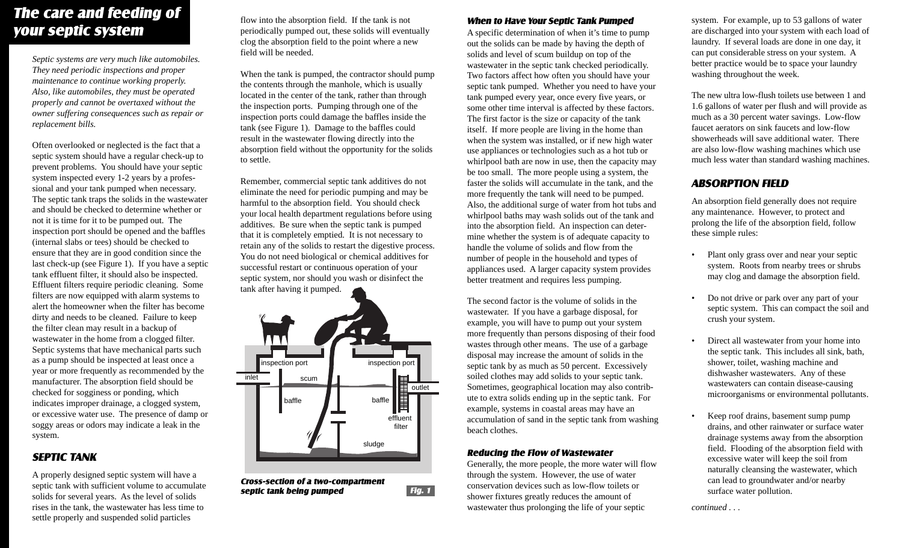# The care and feeding of your septic system

*Septic systems are very much like automobiles. They need periodic inspections and proper maintenance to continue working properly. Also, like automobiles, they must be operated properly and cannot be overtaxed without the owner suffering consequences such as repair or replacement bills.*

Often overlooked or neglected is the fact that a septic system should have a regular check-up to prevent problems. You should have your septic system inspected every 1-2 years by a professional and your tank pumped when necessary. The septic tank traps the solids in the wastewater and should be checked to determine whether or not it is time for it to be pumped out. The inspection port should be opened and the baffles (internal slabs or tees) should be checked to ensure that they are in good condition since the last check-up (see Figure 1). If you have a septic tank effluent filter, it should also be inspected. Effluent filters require periodic cleaning. Some filters are now equipped with alarm systems to alert the homeowner when the filter has become dirty and needs to be cleaned. Failure to keep the filter clean may result in a backup of wastewater in the home from a clogged filter. Septic systems that have mechanical parts such as a pump should be inspected at least once a year or more frequently as recommended by the manufacturer. The absorption field should be checked for sogginess or ponding, which indicates improper drainage, a clogged system, or excessive water use. The presence of damp or soggy areas or odors may indicate a leak in the system.

## SEPTIC TANK

A properly designed septic system will have a septic tank with sufficient volume to accumulate solids for several years. As the level of solids rises in the tank, the wastewater has less time to settle properly and suspended solid particles flow into the absorption field. If the tank is not periodically pumped out, these solids will eventually clog the absorption field to the point where a new field will be needed.

When the tank is pumped, the contractor should pump the contents through the manhole, which is usually located in the center of the tank, rather than through the inspection ports. Pumping through one of the inspection ports could damage the baffles inside the tank (see Figure 1). Damage to the baffles could result in the wastewater flowing directly into the absorption field without the opportunity for the solids to settle.

Remember, commercial septic tank additives do not eliminate the need for periodic pumping and may be harmful to the absorption field. You should check your local health department regulations before using additives. Be sure when the septic tank is pumped that it is completely emptied. It is not necessary to retain any of the solids to restart the digestive process. You do not need biological or chemical additives for successful restart or continuous operation of your septic system, nor should you wash or disinfect the tank after having it pumped.

***Cross-section of a two-compartment septic tank being pumped*** ***Fig. 1***

### When to Have Your Septic Tank Pumped

A specific determination of when it's time to pump out the solids can be made by having the depth of solids and level of scum buildup on top of the wastewater in the septic tank checked periodically. Two factors affect how often you should have your septic tank pumped. Whether you need to have your tank pumped every year, once every five years, or some other time interval is affected by these factors. The first factor is the size or capacity of the tank itself. If more people are living in the home than when the system was installed, or if new high water use appliances or technologies such as a hot tub or whirlpool bath are now in use, then the capacity may be too small. The more people using a system, the faster the solids will accumulate in the tank, and the more frequently the tank will need to be pumped. Also, the additional surge of water from hot tubs and whirlpool baths may wash solids out of the tank and into the absorption field. An inspection can determine whether the system is of adequate capacity to handle the volume of solids and flow from the number of people in the household and types of appliances used. A larger capacity system provides better treatment and requires less pumping.

The second factor is the volume of solids in the wastewater. If you have a garbage disposal, for example, you will have to pump out your system more frequently than persons disposing of their food wastes through other means. The use of a garbage disposal may increase the amount of solids in the septic tank by as much as 50 percent. Excessively soiled clothes may add solids to your septic tank. Sometimes, geographical location may also contribute to extra solids ending up in the septic tank. For example, systems in coastal areas may have an accumulation of sand in the septic tank from washing beach clothes.

### Reducing the Flow of Wastewater

Generally, the more people, the more water will flow through the system. However, the use of water conservation devices such as low-flow toilets or shower fixtures greatly reduces the amount of wastewater thus prolonging the life of your septic system. For example, up to 53 gallons of water are discharged into your system with each load of laundry. If several loads are done in one day, it can put considerable stress on your system. A better practice would be to space your laundry washing throughout the week.

The new ultra low-flush toilets use between 1 and 1.6 gallons of water per flush and will provide as much as a 30 percent water savings. Low-flow faucet aerators on sink faucets and low-flow showerheads will save additional water. There are also low-flow washing machines which use much less water than standard washing machines.

## ABSORPTION FIELD

An absorption field generally does not require any maintenance. However, to protect and prolong the life of the absorption field, follow these simple rules:

- Plant only grass over and near your septic system. Roots from nearby trees or shrubs may clog and damage the absorption field.
- Do not drive or park over any part of your septic system. This can compact the soil and crush your system.
- Direct all wastewater from your home into the septic tank. This includes all sink, bath, shower, toilet, washing machine and dishwasher wastewaters. Any of these wastewaters can contain disease-causing microorganisms or environmental pollutants.
- Keep roof drains, basement sump pump drains, and other rainwater or surface water drainage systems away from the absorption field. Flooding of the absorption field with excessive water will keep the soil from naturally cleansing the wastewater, which can lead to groundwater and/or nearby surface water pollution.

*continued . . .*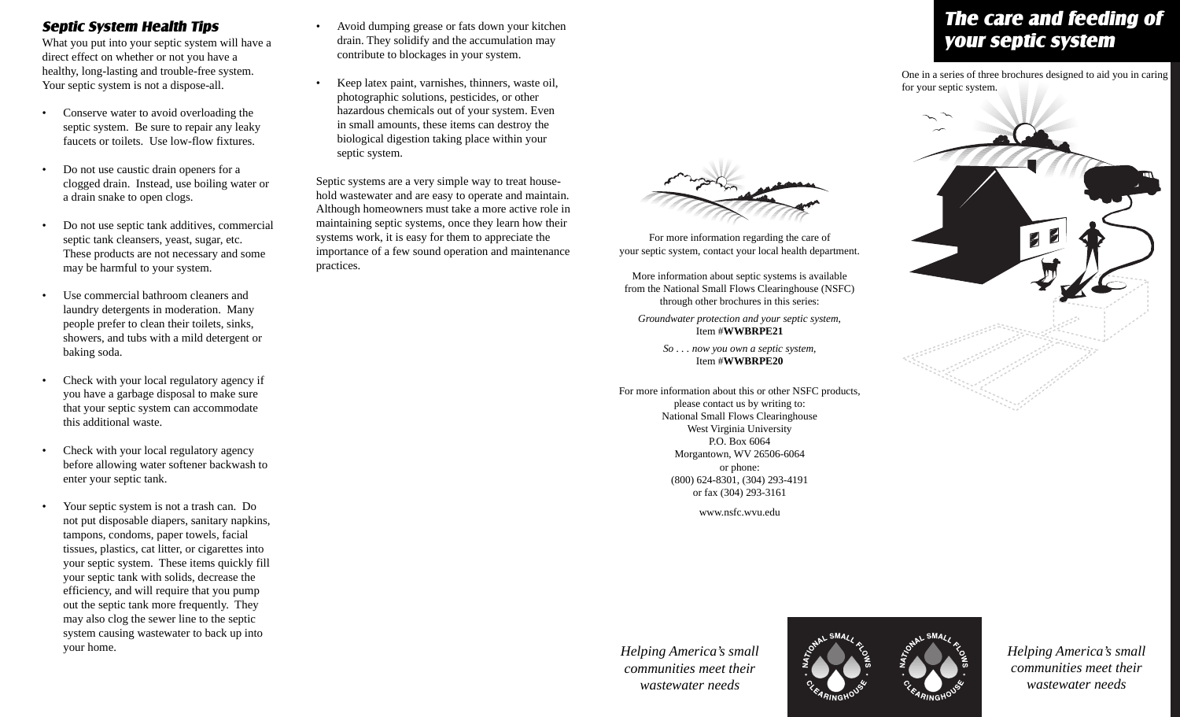## Septic System Health Tips

What you put into your septic system will have a direct effect on whether or not you have a healthy, long-lasting and trouble-free system. Your septic system is not a dispose-all.

- Conserve water to avoid overloading the septic system. Be sure to repair any leaky faucets or toilets. Use low-flow fixtures.
- Do not use caustic drain openers for a clogged drain. Instead, use boiling water or a drain snake to open clogs.
- Do not use septic tank additives, commercial septic tank cleansers, yeast, sugar, etc. These products are not necessary and some may be harmful to your system.
- Use commercial bathroom cleaners and laundry detergents in moderation. Many people prefer to clean their toilets, sinks, showers, and tubs with a mild detergent or baking soda.
- Check with your local regulatory agency if you have a garbage disposal to make sure that your septic system can accommodate this additional waste.
- Check with your local regulatory agency before allowing water softener backwash to enter your septic tank.
- Your septic system is not a trash can. Do not put disposable diapers, sanitary napkins, tampons, condoms, paper towels, facial tissues, plastics, cat litter, or cigarettes into your septic system. These items quickly fill your septic tank with solids, decrease the efficiency, and will require that you pump out the septic tank more frequently. They may also clog the sewer line to the septic system causing wastewater to back up into your home.
- Avoid dumping grease or fats down your kitchen drain. They solidify and the accumulation may contribute to blockages in your system.
- Keep latex paint, varnishes, thinners, waste oil, photographic solutions, pesticides, or other hazardous chemicals out of your system. Even in small amounts, these items can destroy the biological digestion taking place within your septic system.

Septic systems are a very simple way to treat household wastewater and are easy to operate and maintain. Although homeowners must take a more active role in maintaining septic systems, once they learn how their systems work, it is easy for them to appreciate the importance of a few sound operation and maintenance practices.

For more information regarding the care of your septic system, contact your local health department.

More information about septic systems is available from the National Small Flows Clearinghouse (NSFC) through other brochures in this series:

*Groundwater protection and your septic system*, Item #**WWBRPE21**

*So . . . now you own a septic system*, Item #**WWBRPE20**

For more information about this or other NSFC products, please contact us by writing to:
National Small Flows Clearinghouse
West Virginia University
P.O. Box 6064
Morgantown, WV 26506-6064
or phone:
(800) 624-8301, (304) 293-4191
or fax (304) 293-3161

www.nsfc.wvu.edu

*Helping America's small communities meet their wastewater needs*

# The care and feeding of your septic system

One in a series of three brochures designed to aid you in caring for your septic system.

*Helping America's small communities meet their wastewater needs*